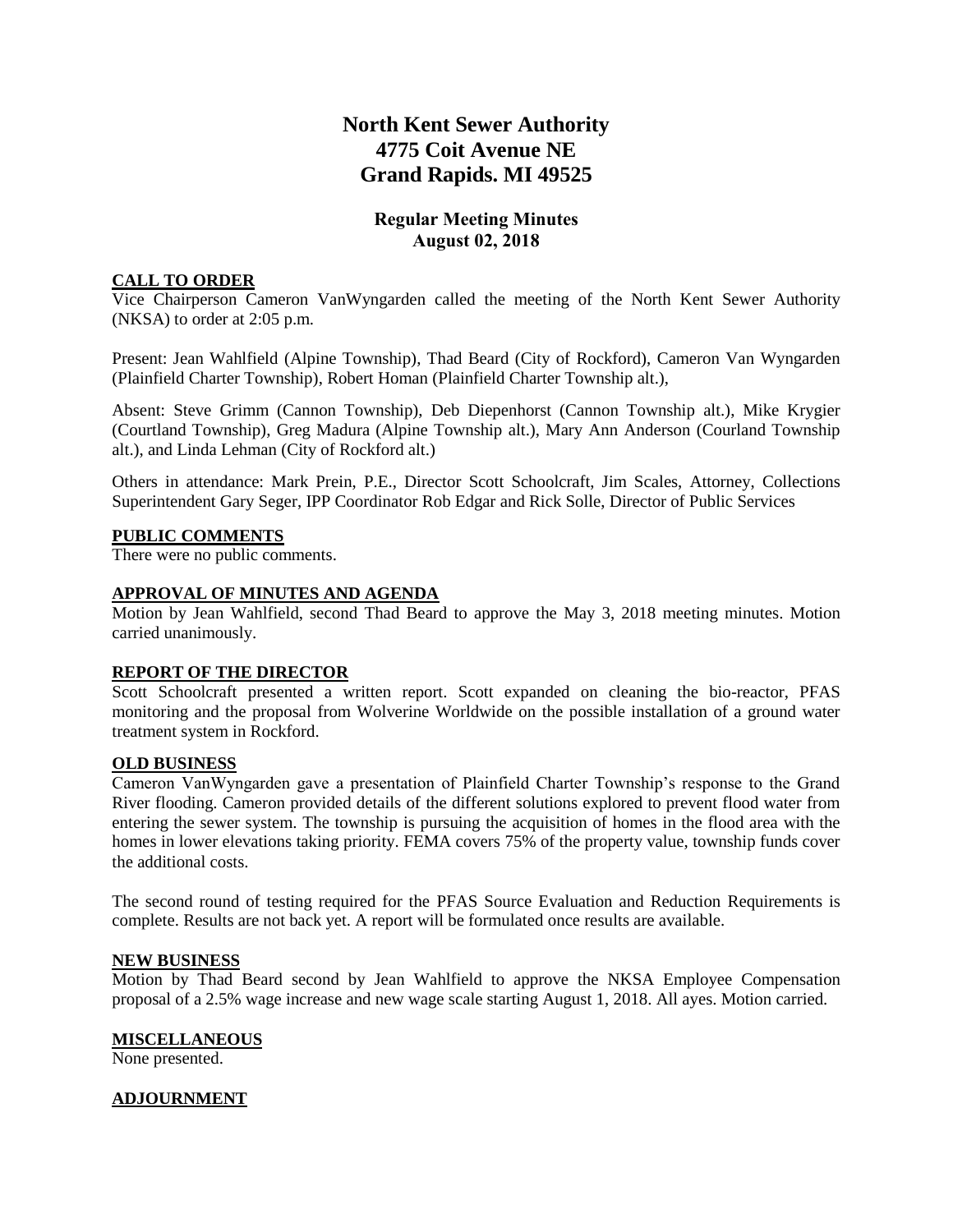# North Kent Sewer Authority
# 4775 Coit Avenue NE
# Grand Rapids. MI 49525

## Regular Meeting Minutes
## August 02, 2018

**CALL TO ORDER**

Vice Chairperson Cameron VanWyngarden called the meeting of the North Kent Sewer Authority (NKSA) to order at 2:05 p.m.

Present: Jean Wahlfield (Alpine Township), Thad Beard (City of Rockford), Cameron Van Wyngarden (Plainfield Charter Township), Robert Homan (Plainfield Charter Township alt.),

Absent: Steve Grimm (Cannon Township), Deb Diepenhorst (Cannon Township alt.), Mike Krygier (Courtland Township), Greg Madura (Alpine Township alt.), Mary Ann Anderson (Courland Township alt.), and Linda Lehman (City of Rockford alt.)

Others in attendance: Mark Prein, P.E., Director Scott Schoolcraft, Jim Scales, Attorney, Collections Superintendent Gary Seger, IPP Coordinator Rob Edgar and Rick Solle, Director of Public Services

**PUBLIC COMMENTS**

There were no public comments.

**APPROVAL OF MINUTES AND AGENDA**

Motion by Jean Wahlfield, second Thad Beard to approve the May 3, 2018 meeting minutes. Motion carried unanimously.

**REPORT OF THE DIRECTOR**

Scott Schoolcraft presented a written report. Scott expanded on cleaning the bio-reactor, PFAS monitoring and the proposal from Wolverine Worldwide on the possible installation of a ground water treatment system in Rockford.

**OLD BUSINESS**

Cameron VanWyngarden gave a presentation of Plainfield Charter Township's response to the Grand River flooding. Cameron provided details of the different solutions explored to prevent flood water from entering the sewer system. The township is pursuing the acquisition of homes in the flood area with the homes in lower elevations taking priority. FEMA covers 75% of the property value, township funds cover the additional costs.

The second round of testing required for the PFAS Source Evaluation and Reduction Requirements is complete. Results are not back yet. A report will be formulated once results are available.

**NEW BUSINESS**

Motion by Thad Beard second by Jean Wahlfield to approve the NKSA Employee Compensation proposal of a 2.5% wage increase and new wage scale starting August 1, 2018. All ayes. Motion carried.

**MISCELLANEOUS**

None presented.

**ADJOURNMENT**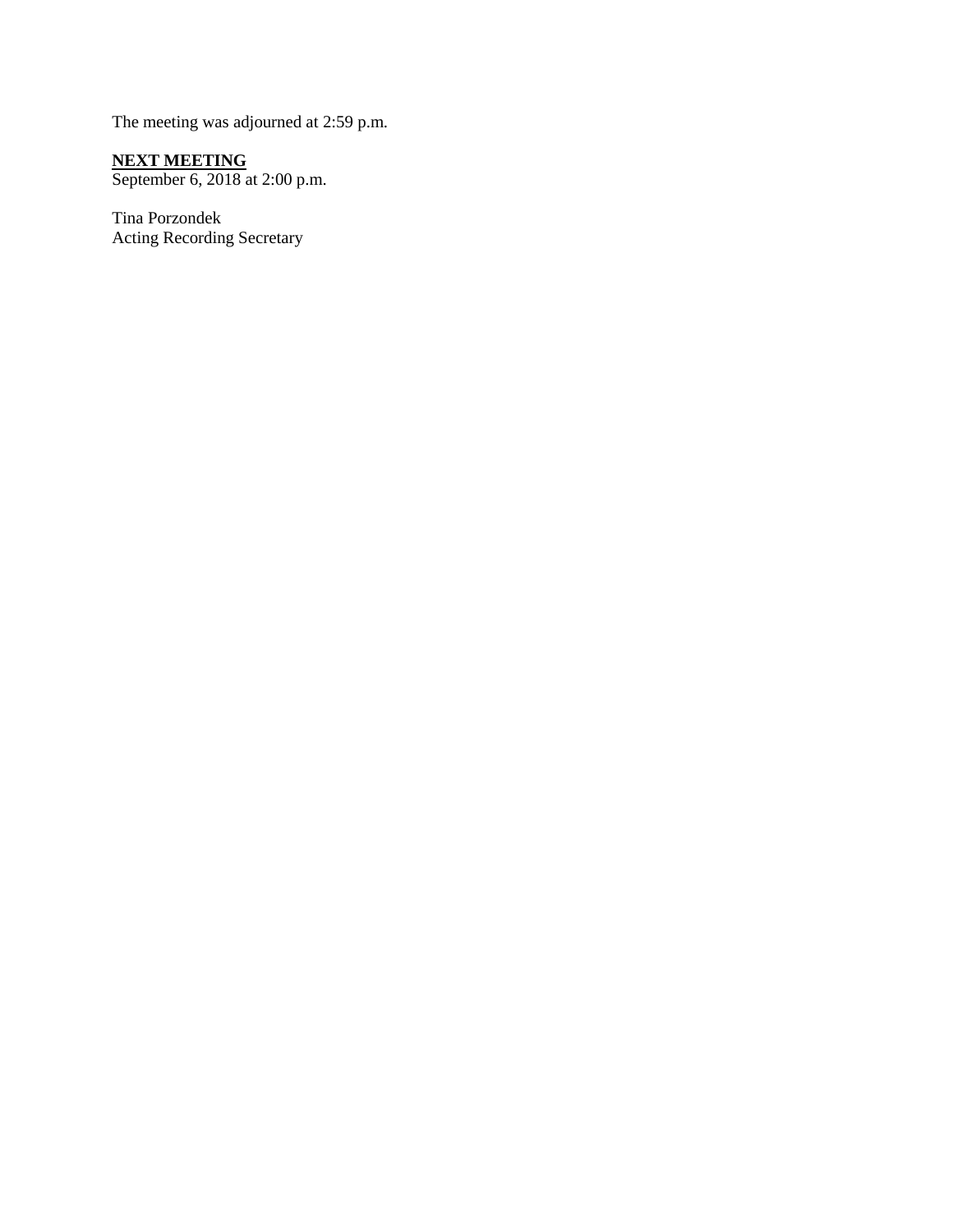The meeting was adjourned at 2:59 p.m.

**NEXT MEETING**
September 6, 2018 at 2:00 p.m.

Tina Porzondek
Acting Recording Secretary